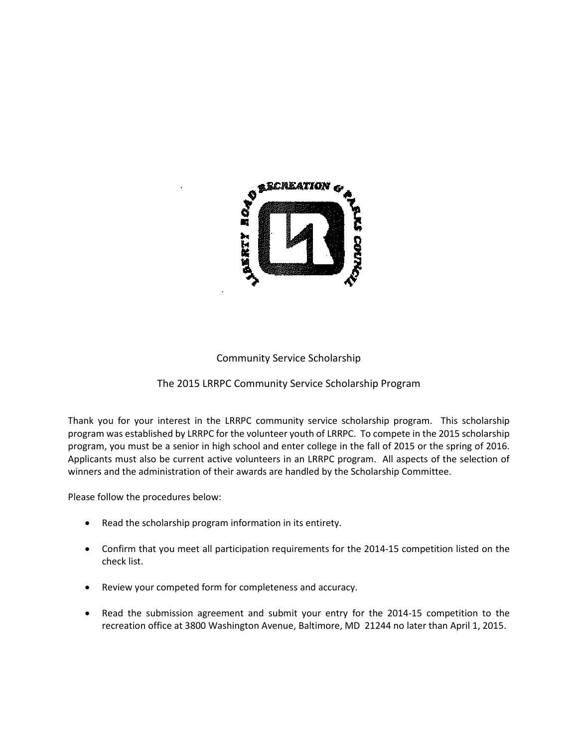Community Service Scholarship

The 2015 LRRPC Community Service Scholarship Program

Thank you for your interest in the LRRPC community service scholarship program. This scholarship program was established by LRRPC for the volunteer youth of LRRPC. To compete in the 2015 scholarship program, you must be a senior in high school and enter college in the fall of 2015 or the spring of 2016. Applicants must also be current active volunteers in an LRRPC program. All aspects of the selection of winners and the administration of their awards are handled by the Scholarship Committee.

Please follow the procedures below:

- Read the scholarship program information in its entirety.
- Confirm that you meet all participation requirements for the 2014-15 competition listed on the check list.
- Review your competed form for completeness and accuracy.
- Read the submission agreement and submit your entry for the 2014-15 competition to the recreation office at 3800 Washington Avenue, Baltimore, MD 21244 no later than April 1, 2015.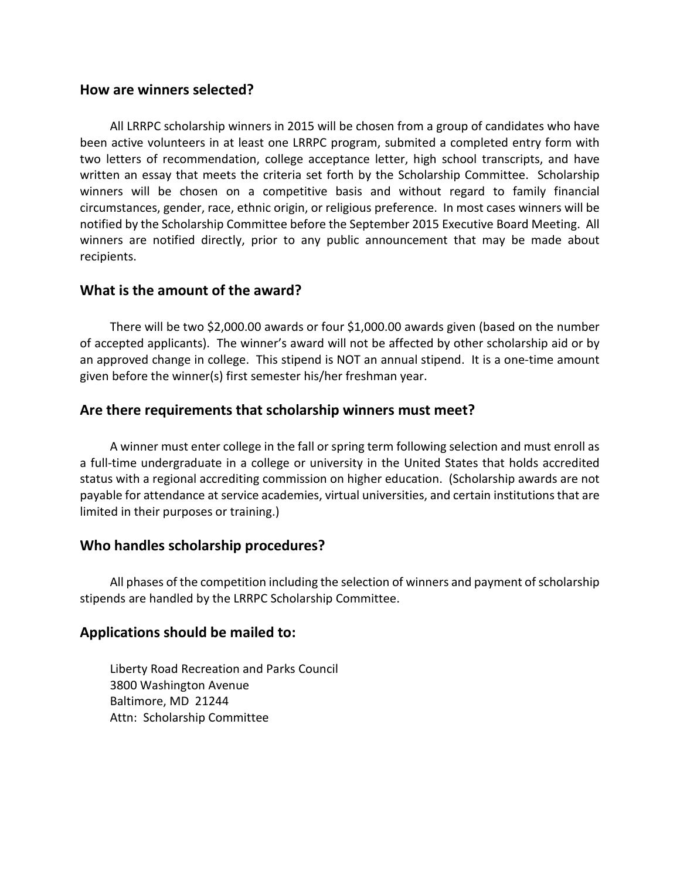## How are winners selected?

All LRRPC scholarship winners in 2015 will be chosen from a group of candidates who have been active volunteers in at least one LRRPC program, submited a completed entry form with two letters of recommendation, college acceptance letter, high school transcripts, and have written an essay that meets the criteria set forth by the Scholarship Committee. Scholarship winners will be chosen on a competitive basis and without regard to family financial circumstances, gender, race, ethnic origin, or religious preference. In most cases winners will be notified by the Scholarship Committee before the September 2015 Executive Board Meeting. All winners are notified directly, prior to any public announcement that may be made about recipients.

## What is the amount of the award?

There will be two $2,000.00 awards or four $1,000.00 awards given (based on the number of accepted applicants). The winner's award will not be affected by other scholarship aid or by an approved change in college. This stipend is NOT an annual stipend. It is a one-time amount given before the winner(s) first semester his/her freshman year.

## Are there requirements that scholarship winners must meet?

A winner must enter college in the fall or spring term following selection and must enroll as a full-time undergraduate in a college or university in the United States that holds accredited status with a regional accrediting commission on higher education. (Scholarship awards are not payable for attendance at service academies, virtual universities, and certain institutions that are limited in their purposes or training.)

## Who handles scholarship procedures?

All phases of the competition including the selection of winners and payment of scholarship stipends are handled by the LRRPC Scholarship Committee.

## Applications should be mailed to:

Liberty Road Recreation and Parks Council
3800 Washington Avenue
Baltimore, MD 21244
Attn: Scholarship Committee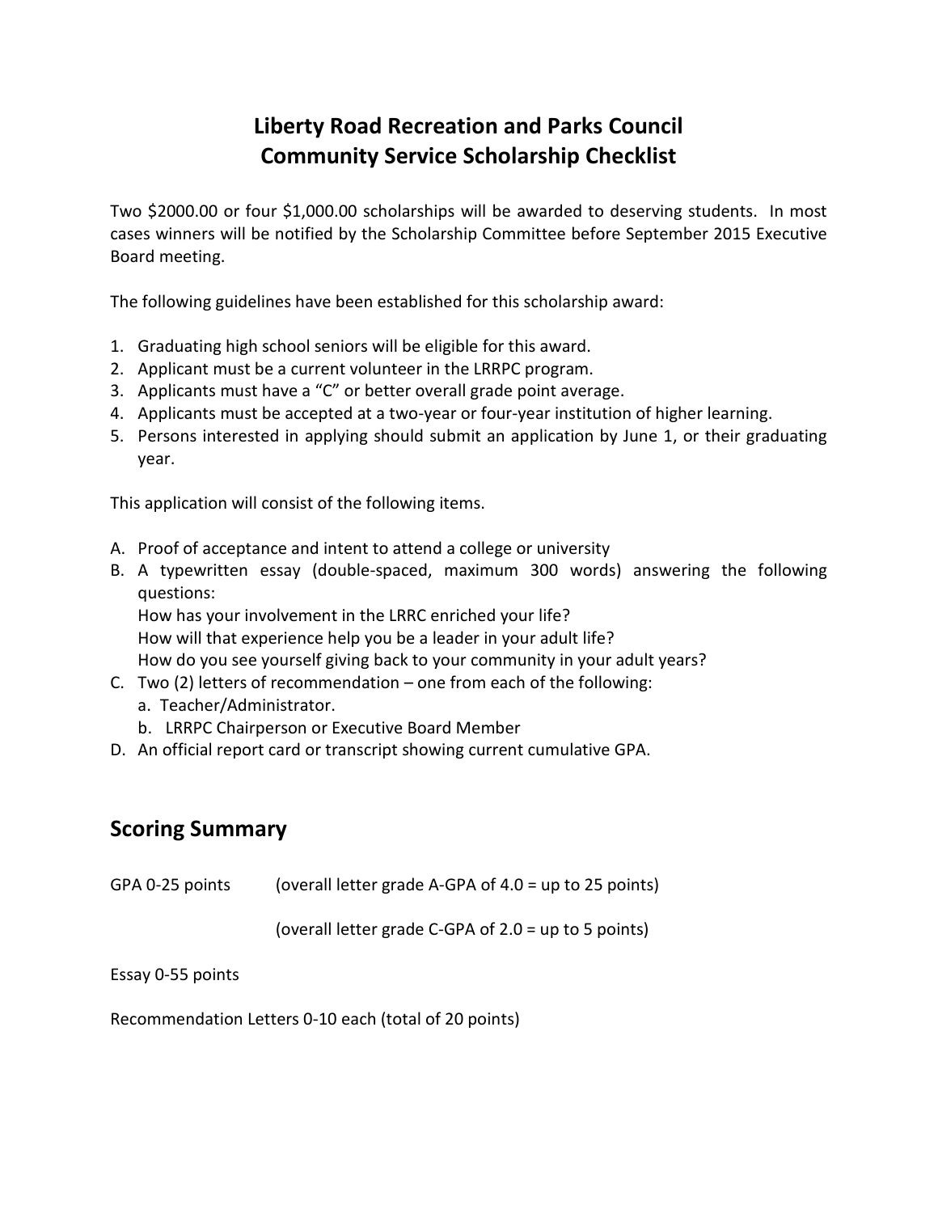# Liberty Road Recreation and Parks Council
# Community Service Scholarship Checklist

Two $2000.00 or four $1,000.00 scholarships will be awarded to deserving students. In most cases winners will be notified by the Scholarship Committee before September 2015 Executive Board meeting.

The following guidelines have been established for this scholarship award:

1. Graduating high school seniors will be eligible for this award.
2. Applicant must be a current volunteer in the LRRPC program.
3. Applicants must have a "C" or better overall grade point average.
4. Applicants must be accepted at a two-year or four-year institution of higher learning.
5. Persons interested in applying should submit an application by June 1, or their graduating year.

This application will consist of the following items.

A. Proof of acceptance and intent to attend a college or university
B. A typewritten essay (double-spaced, maximum 300 words) answering the following questions:
   How has your involvement in the LRRC enriched your life?
   How will that experience help you be a leader in your adult life?
   How do you see yourself giving back to your community in your adult years?
C. Two (2) letters of recommendation – one from each of the following:
   a. Teacher/Administrator.
   b. LRRPC Chairperson or Executive Board Member
D. An official report card or transcript showing current cumulative GPA.

## Scoring Summary

GPA 0-25 points (overall letter grade A-GPA of 4.0 = up to 25 points)

(overall letter grade C-GPA of 2.0 = up to 5 points)

Essay 0-55 points

Recommendation Letters 0-10 each (total of 20 points)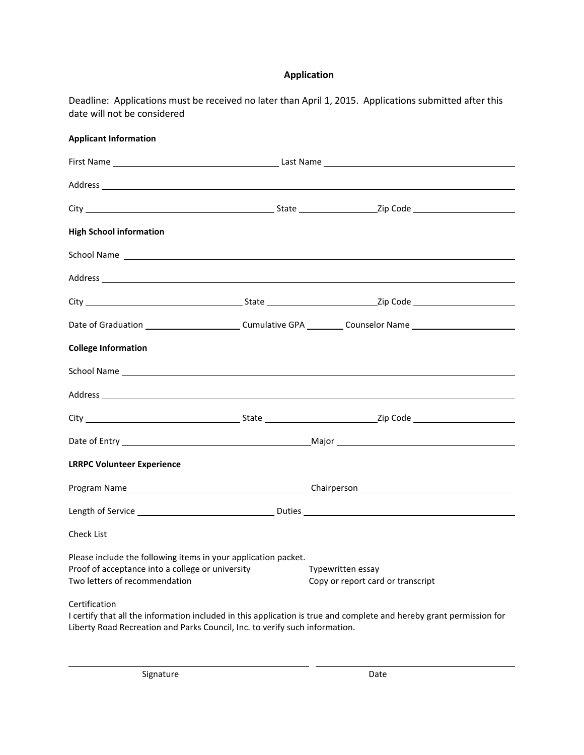## Application

Deadline: Applications must be received no later than April 1, 2015. Applications submitted after this date will not be considered

**Applicant Information**

First Name ______________________________ Last Name ______________________________

Address ____________________________________________________________

City ______________________________ State ______________ Zip Code ______________

**High School information**

School Name ____________________________________________________________

Address ____________________________________________________________

City ______________________________ State ______________ Zip Code ______________

Date of Graduation ______________ Cumulative GPA ________ Counselor Name ______________

**College Information**

School Name ____________________________________________________________

Address ____________________________________________________________

City ______________________________ State ______________ Zip Code ______________

Date of Entry ______________________________ Major ______________________________

**LRRPC Volunteer Experience**

Program Name ______________________________ Chairperson ______________________________

Length of Service ______________________________ Duties ______________________________

Check List

Please include the following items in your application packet.

Proof of acceptance into a college or university

Typewritten essay

Two letters of recommendation

Copy or report card or transcript

Certification

I certify that all the information included in this application is true and complete and hereby grant permission for Liberty Road Recreation and Parks Council, Inc. to verify such information.

______________________________ ______________________________

Signature Date